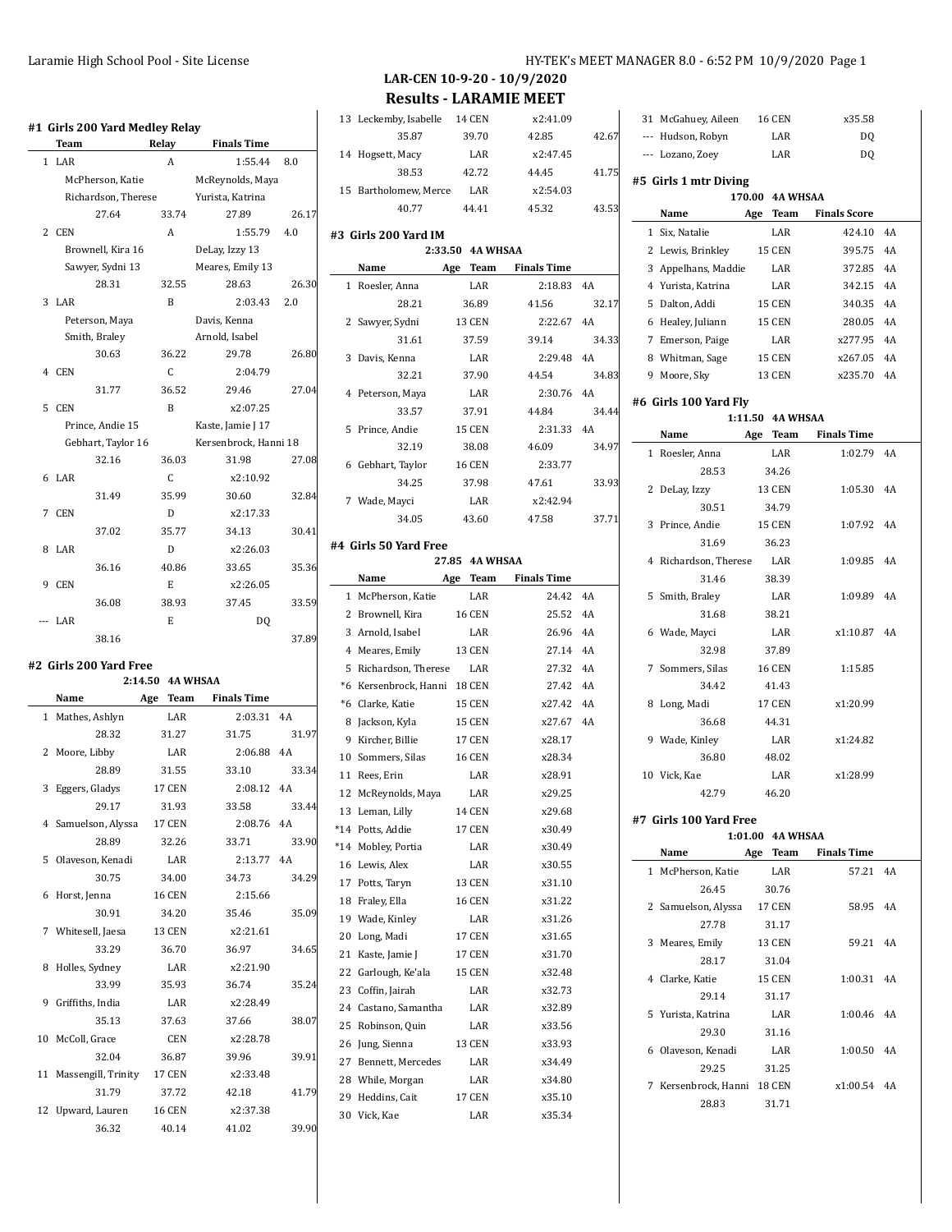# LAR-CEN 10-9-20 - 10/9/2020

## Results - LARAMIE MEET

### #1 Girls 200 Yard Medley Relay

| | Team | Relay | Finals Time | |
|---|---|---|---|---|
| 1 | LAR | A | 1:55.44 | 8.0 |
| | McPherson, Katie | | McReynolds, Maya | |
| | Richardson, Therese | | Yurista, Katrina | |
| | 27.64 | 33.74 | 27.89 | 26.17 |
| 2 | CEN | A | 1:55.79 | 4.0 |
| | Brownell, Kira 16 | | DeLay, Izzy 13 | |
| | Sawyer, Sydni 13 | | Meares, Emily 13 | |
| | 28.31 | 32.55 | 28.63 | 26.30 |
| 3 | LAR | B | 2:03.43 | 2.0 |
| | Peterson, Maya | | Davis, Kenna | |
| | Smith, Braley | | Arnold, Isabel | |
| | 30.63 | 36.22 | 29.78 | 26.80 |
| 4 | CEN | C | 2:04.79 | |
| | 31.77 | 36.52 | 29.46 | 27.04 |
| 5 | CEN | B | x2:07.25 | |
| | Prince, Andie 15 | | Kaste, Jamie J 17 | |
| | Gebhart, Taylor 16 | | Kersenbrock, Hanni 18 | |
| | 32.16 | 36.03 | 31.98 | 27.08 |
| 6 | LAR | C | x2:10.92 | |
| | 31.49 | 35.99 | 30.60 | 32.84 |
| 7 | CEN | D | x2:17.33 | |
| | 37.02 | 35.77 | 34.13 | 30.41 |
| 8 | LAR | D | x2:26.03 | |
| | 36.16 | 40.86 | 33.65 | 35.36 |
| 9 | CEN | E | x2:26.05 | |
| | 36.08 | 38.93 | 37.45 | 33.59 |
| --- | LAR | E | DQ | |
| | 38.16 | | | 37.89 |

### #2 Girls 200 Yard Free

2:14.50 4A WHSAA

| | Name | Age | Team | Finals Time | |
|---|---|---|---|---|---|
| 1 | Mathes, Ashlyn | | LAR | 2:03.31 | 4A |
| | 28.32 | 31.27 | | 31.75 | 31.97 |
| 2 | Moore, Libby | | LAR | 2:06.88 | 4A |
| | 28.89 | 31.55 | | 33.10 | 33.34 |
| 3 | Eggers, Gladys | 17 | CEN | 2:08.12 | 4A |
| | 29.17 | 31.93 | | 33.58 | 33.44 |
| 4 | Samuelson, Alyssa | 17 | CEN | 2:08.76 | 4A |
| | 28.89 | 32.26 | | 33.71 | 33.90 |
| 5 | Olaveson, Kenadi | | LAR | 2:13.77 | 4A |
| | 30.75 | 34.00 | | 34.73 | 34.29 |
| 6 | Horst, Jenna | 16 | CEN | 2:15.66 | |
| | 30.91 | 34.20 | | 35.46 | 35.09 |
| 7 | Whitesell, Jaesa | 13 | CEN | x2:21.61 | |
| | 33.29 | 36.70 | | 36.97 | 34.65 |
| 8 | Holles, Sydney | | LAR | x2:21.90 | |
| | 33.99 | 35.93 | | 36.74 | 35.24 |
| 9 | Griffiths, India | | LAR | x2:28.49 | |
| | 35.13 | 37.63 | | 37.66 | 38.07 |
| 10 | McColl, Grace | | CEN | x2:28.78 | |
| | 32.04 | 36.87 | | 39.96 | 39.91 |
| 11 | Massengill, Trinity | 17 | CEN | x2:33.48 | |
| | 31.79 | 37.72 | | 42.18 | 41.79 |
| 12 | Upward, Lauren | 16 | CEN | x2:37.38 | |
| | 36.32 | 40.14 | | 41.02 | 39.90 |
| 13 | Leckemby, Isabelle | 14 | CEN | x2:41.09 | |
| | 35.87 | 39.70 | | 42.85 | 42.67 |
| 14 | Hogsett, Macy | | LAR | x2:47.45 | |
| | 38.53 | 42.72 | | 44.45 | 41.75 |
| 15 | Bartholomew, Merce | | LAR | x2:54.03 | |
| | 40.77 | 44.41 | | 45.32 | 43.53 |

### #3 Girls 200 Yard IM

2:33.50 4A WHSAA

| | Name | Age | Team | Finals Time | |
|---|---|---|---|---|---|
| 1 | Roesler, Anna | | LAR | 2:18.83 | 4A |
| | 28.21 | 36.89 | | 41.56 | 32.17 |
| 2 | Sawyer, Sydni | 13 | CEN | 2:22.67 | 4A |
| | 31.61 | 37.59 | | 39.14 | 34.33 |
| 3 | Davis, Kenna | | LAR | 2:29.48 | 4A |
| | 32.21 | 37.90 | | 44.54 | 34.83 |
| 4 | Peterson, Maya | | LAR | 2:30.76 | 4A |
| | 33.57 | 37.91 | | 44.84 | 34.44 |
| 5 | Prince, Andie | 15 | CEN | 2:31.33 | 4A |
| | 32.19 | 38.08 | | 46.09 | 34.97 |
| 6 | Gebhart, Taylor | 16 | CEN | 2:33.77 | |
| | 34.25 | 37.98 | | 47.61 | 33.93 |
| 7 | Wade, Mayci | | LAR | x2:42.94 | |
| | 34.05 | 43.60 | | 47.58 | 37.71 |

### #4 Girls 50 Yard Free

27.85 4A WHSAA

| | Name | Age | Team | Finals Time | |
|---|---|---|---|---|---|
| 1 | McPherson, Katie | | LAR | 24.42 | 4A |
| 2 | Brownell, Kira | 16 | CEN | 25.52 | 4A |
| 3 | Arnold, Isabel | | LAR | 26.96 | 4A |
| 4 | Meares, Emily | 13 | CEN | 27.14 | 4A |
| 5 | Richardson, Therese | | LAR | 27.32 | 4A |
| *6 | Kersenbrock, Hanni | 18 | CEN | 27.42 | 4A |
| *6 | Clarke, Katie | 15 | CEN | x27.42 | 4A |
| 8 | Jackson, Kyla | 15 | CEN | x27.67 | 4A |
| 9 | Kircher, Billie | 17 | CEN | x28.17 | |
| 10 | Sommers, Silas | 16 | CEN | x28.34 | |
| 11 | Rees, Erin | | LAR | x28.91 | |
| 12 | McReynolds, Maya | | LAR | x29.25 | |
| 13 | Leman, Lilly | 14 | CEN | x29.68 | |
| *14 | Potts, Addie | 17 | CEN | x30.49 | |
| *14 | Mobley, Portia | | LAR | x30.49 | |
| 16 | Lewis, Alex | | LAR | x30.55 | |
| 17 | Potts, Taryn | 13 | CEN | x31.10 | |
| 18 | Fraley, Ella | 16 | CEN | x31.22 | |
| 19 | Wade, Kinley | | LAR | x31.26 | |
| 20 | Long, Madi | 17 | CEN | x31.65 | |
| 21 | Kaste, Jamie J | 17 | CEN | x31.70 | |
| 22 | Garlough, Ke'ala | 15 | CEN | x32.48 | |
| 23 | Coffin, Jairah | | LAR | x32.73 | |
| 24 | Castano, Samantha | | LAR | x32.89 | |
| 25 | Robinson, Quin | | LAR | x33.56 | |
| 26 | Jung, Sienna | 13 | CEN | x33.93 | |
| 27 | Bennett, Mercedes | | LAR | x34.49 | |
| 28 | While, Morgan | | LAR | x34.80 | |
| 29 | Heddins, Cait | 17 | CEN | x35.10 | |
| 30 | Vick, Kae | | LAR | x35.34 | |
| 31 | McGahuey, Aileen | 16 | CEN | x35.58 | |
| --- | Hudson, Robyn | | LAR | DQ | |
| --- | Lozano, Zoey | | LAR | DQ | |

### #5 Girls 1 mtr Diving

170.00 4A WHSAA

| | Name | Age | Team | Finals Score | |
|---|---|---|---|---|---|
| 1 | Six, Natalie | | LAR | 424.10 | 4A |
| 2 | Lewis, Brinkley | 15 | CEN | 395.75 | 4A |
| 3 | Appelhans, Maddie | | LAR | 372.85 | 4A |
| 4 | Yurista, Katrina | | LAR | 342.15 | 4A |
| 5 | Dalton, Addi | 15 | CEN | 340.35 | 4A |
| 6 | Healey, Juliann | 15 | CEN | 280.05 | 4A |
| 7 | Emerson, Paige | | LAR | x277.95 | 4A |
| 8 | Whitman, Sage | 15 | CEN | x267.05 | 4A |
| 9 | Moore, Sky | 13 | CEN | x235.70 | 4A |

### #6 Girls 100 Yard Fly

1:11.50 4A WHSAA

| | Name | Age | Team | Finals Time | |
|---|---|---|---|---|---|
| 1 | Roesler, Anna | | LAR | 1:02.79 | 4A |
| | 28.53 | 34.26 | | | |
| 2 | DeLay, Izzy | 13 | CEN | 1:05.30 | 4A |
| | 30.51 | 34.79 | | | |
| 3 | Prince, Andie | 15 | CEN | 1:07.92 | 4A |
| | 31.69 | 36.23 | | | |
| 4 | Richardson, Therese | | LAR | 1:09.85 | 4A |
| | 31.46 | 38.39 | | | |
| 5 | Smith, Braley | | LAR | 1:09.89 | 4A |
| | 31.68 | 38.21 | | | |
| 6 | Wade, Mayci | | LAR | x1:10.87 | 4A |
| | 32.98 | 37.89 | | | |
| 7 | Sommers, Silas | 16 | CEN | 1:15.85 | |
| | 34.42 | 41.43 | | | |
| 8 | Long, Madi | 17 | CEN | x1:20.99 | |
| | 36.68 | 44.31 | | | |
| 9 | Wade, Kinley | | LAR | x1:24.82 | |
| | 36.80 | 48.02 | | | |
| 10 | Vick, Kae | | LAR | x1:28.99 | |
| | 42.79 | 46.20 | | | |

### #7 Girls 100 Yard Free

1:01.00 4A WHSAA

| | Name | Age | Team | Finals Time | |
|---|---|---|---|---|---|
| 1 | McPherson, Katie | | LAR | 57.21 | 4A |
| | 26.45 | 30.76 | | | |
| 2 | Samuelson, Alyssa | 17 | CEN | 58.95 | 4A |
| | 27.78 | 31.17 | | | |
| 3 | Meares, Emily | 13 | CEN | 59.21 | 4A |
| | 28.17 | 31.04 | | | |
| 4 | Clarke, Katie | 15 | CEN | 1:00.31 | 4A |
| | 29.14 | 31.17 | | | |
| 5 | Yurista, Katrina | | LAR | 1:00.46 | 4A |
| | 29.30 | 31.16 | | | |
| 6 | Olaveson, Kenadi | | LAR | 1:00.50 | 4A |
| | 29.25 | 31.25 | | | |
| 7 | Kersenbrock, Hanni | 18 | CEN | x1:00.54 | 4A |
| | 28.83 | 31.71 | | | |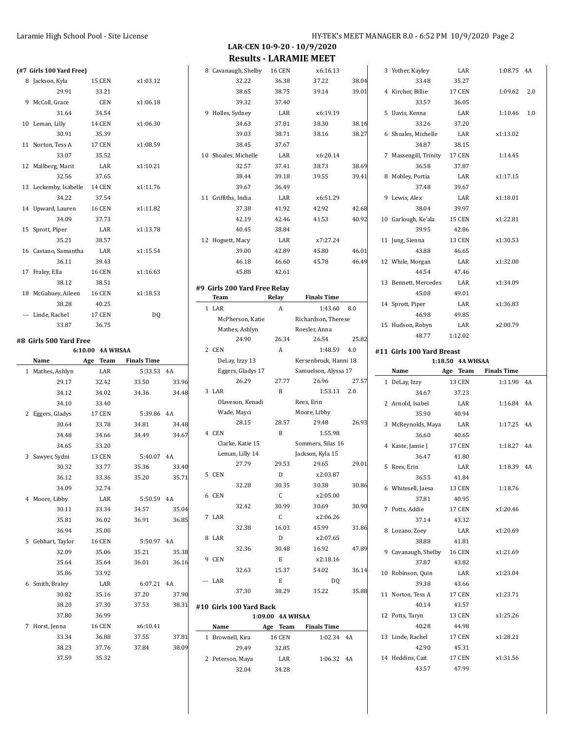# LAR-CEN 10-9-20 - 10/9/2020

## Results - LARAMIE MEET

### (#7 Girls 100 Yard Free)

| | Name | Age Team | Finals Time | |
|---|---|---|---|---|
| 8 | Jackson, Kyla | 15 CEN | x1:03.12 | |
| | 29.91 | 33.21 | | |
| 9 | McColl, Grace | CEN | x1:06.18 | |
| | 31.64 | 34.54 | | |
| 10 | Leman, Lilly | 14 CEN | x1:06.30 | |
| | 30.91 | 35.39 | | |
| 11 | Norton, Tess A | 17 CEN | x1:08.59 | |
| | 33.07 | 35.52 | | |
| 12 | Mallberg, Marit | LAR | x1:10.21 | |
| | 32.56 | 37.65 | | |
| 13 | Leckemby, Isabelle | 14 CEN | x1:11.76 | |
| | 34.22 | 37.54 | | |
| 14 | Upward, Lauren | 16 CEN | x1:11.82 | |
| | 34.09 | 37.73 | | |
| 15 | Sprott, Piper | LAR | x1:13.78 | |
| | 35.21 | 38.57 | | |
| 16 | Castano, Samantha | LAR | x1:15.54 | |
| | 36.11 | 39.43 | | |
| 17 | Fraley, Ella | 16 CEN | x1:16.63 | |
| | 38.12 | 38.51 | | |
| 18 | McGahuey, Aileen | 16 CEN | x1:18.53 | |
| | 38.28 | 40.25 | | |
| --- | Linde, Rachel | 17 CEN | DQ | |
| | 33.87 | 36.75 | | |

### #8 Girls 500 Yard Free

6:10.00 4A WHSAA

| | Name | Age Team | Finals Time | | |
|---|---|---|---|---|---|
| 1 | Mathes, Ashlyn | LAR | 5:33.53 | 4A | |
| | 29.17 | 32.42 | 33.50 | 33.96 | |
| | 34.12 | 34.02 | 34.36 | 34.48 | |
| | 34.10 | 33.40 | | | |
| 2 | Eggers, Gladys | 17 CEN | 5:39.86 | 4A | |
| | 30.64 | 33.78 | 34.81 | 34.48 | |
| | 34.48 | 34.66 | 34.49 | 34.67 | |
| | 34.65 | 33.20 | | | |
| 3 | Sawyer, Sydni | 13 CEN | 5:40.07 | 4A | |
| | 30.32 | 33.77 | 35.36 | 33.40 | |
| | 36.12 | 33.36 | 35.20 | 35.71 | |
| | 34.09 | 32.74 | | | |
| 4 | Moore, Libby | LAR | 5:50.59 | 4A | |
| | 30.11 | 33.34 | 34.57 | 35.04 | |
| | 35.81 | 36.02 | 36.91 | 36.85 | |
| | 36.94 | 35.00 | | | |
| 5 | Gebhart, Taylor | 16 CEN | 5:50.97 | 4A | |
| | 32.09 | 35.06 | 35.21 | 35.38 | |
| | 35.64 | 35.64 | 36.01 | 36.16 | |
| | 35.86 | 33.92 | | | |
| 6 | Smith, Braley | LAR | 6:07.21 | 4A | |
| | 30.82 | 35.16 | 37.20 | 37.90 | |
| | 38.20 | 37.30 | 37.53 | 38.31 | |
| | 37.80 | 36.99 | | | |
| 7 | Horst, Jenna | 16 CEN | x6:10.41 | | |
| | 33.34 | 36.88 | 37.55 | 37.81 | |
| | 38.23 | 37.76 | 37.84 | 38.09 | |
| | 37.59 | 35.32 | | | |
| 8 | Cavanaugh, Shelby | 16 CEN | x6:16.13 | | |
| | 32.22 | 36.38 | 37.22 | 38.04 | |
| | 38.65 | 38.75 | 39.14 | 39.01 | |
| | 39.32 | 37.40 | | | |
| 9 | Holles, Sydney | LAR | x6:19.19 | | |
| | 34.63 | 37.81 | 38.30 | 38.16 | |
| | 39.03 | 38.71 | 38.16 | 38.27 | |
| | 38.45 | 37.67 | | | |
| 10 | Shoales, Michelle | LAR | x6:20.14 | | |
| | 32.57 | 37.41 | 38.73 | 38.69 | |
| | 38.44 | 39.18 | 39.55 | 39.41 | |
| | 39.67 | 36.49 | | | |
| 11 | Griffiths, India | LAR | x6:51.29 | | |
| | 37.38 | 41.92 | 42.92 | 42.68 | |
| | 42.19 | 42.46 | 41.53 | 40.92 | |
| | 40.45 | 38.84 | | | |
| 12 | Hogsett, Macy | LAR | x7:27.24 | | |
| | 39.00 | 42.89 | 45.80 | 46.01 | |
| | 46.18 | 46.60 | 45.78 | 46.49 | |
| | 45.88 | 42.61 | | | |

### #9 Girls 200 Yard Free Relay

| | Team | Relay | Finals Time | | |
|---|---|---|---|---|---|
| 1 | LAR | A | 1:43.60 | 8.0 | |
| | McPherson, Katie | | Richardson, Therese | | |
| | Mathes, Ashlyn | | Roesler, Anna | | |
| | 24.90 | 26.34 | 26.54 | 25.82 | |
| 2 | CEN | A | 1:48.59 | 4.0 | |
| | DeLay, Izzy 13 | | Kersenbrock, Hanni 18 | | |
| | Eggers, Gladys 17 | | Samuelson, Alyssa 17 | | |
| | 26.29 | 27.77 | 26.96 | 27.57 | |
| 3 | LAR | B | 1:53.13 | 2.0 | |
| | Olaveson, Kenadi | | Rees, Erin | | |
| | Wade, Mayci | | Moore, Libby | | |
| | 28.15 | 28.57 | 29.48 | 26.93 | |
| 4 | CEN | B | 1:55.98 | | |
| | Clarke, Katie 15 | | Sommers, Silas 16 | | |
| | Leman, Lilly 14 | | Jackson, Kyla 15 | | |
| | 27.79 | 29.53 | 29.65 | 29.01 | |
| 5 | CEN | D | x2:03.87 | | |
| | 32.28 | 30.35 | 30.38 | 30.86 | |
| 6 | CEN | C | x2:05.00 | | |
| | 32.42 | 30.99 | 30.69 | 30.90 | |
| 7 | LAR | C | x2:06.26 | | |
| | 32.38 | 16.03 | 45.99 | 31.86 | |
| 8 | LAR | D | x2:07.65 | | |
| | 32.36 | 30.48 | 16.92 | 47.89 | |
| 9 | CEN | E | x2:18.16 | | |
| | 32.63 | 15.37 | 54.02 | 36.14 | |
| --- | LAR | E | DQ | | |
| | 37.30 | 38.29 | 35.22 | 35.88 | |

### #10 Girls 100 Yard Back

1:09.00 4A WHSAA

| | Name | Age Team | Finals Time | | |
|---|---|---|---|---|---|
| 1 | Brownell, Kira | 16 CEN | 1:02.34 | 4A | |
| | 29.49 | 32.85 | | | |
| 2 | Peterson, Maya | LAR | 1:06.32 | 4A | |
| | 32.04 | 34.28 | | | |
| 3 | Yother, Kayley | LAR | 1:08.75 | 4A | |
| | 33.48 | 35.27 | | | |
| 4 | Kircher, Billie | 17 CEN | 1:09.62 | | 2.0 |
| | 33.57 | 36.05 | | | |
| 5 | Davis, Kenna | LAR | 1:10.46 | | 1.0 |
| | 33.26 | 37.20 | | | |
| 6 | Shoales, Michelle | LAR | x1:13.02 | | |
| | 34.87 | 38.15 | | | |
| 7 | Massengill, Trinity | 17 CEN | 1:14.45 | | |
| | 36.58 | 37.87 | | | |
| 8 | Mobley, Portia | LAR | x1:17.15 | | |
| | 37.48 | 39.67 | | | |
| 9 | Lewis, Alex | LAR | x1:18.01 | | |
| | 38.04 | 39.97 | | | |
| 10 | Garlough, Ke'ala | 15 CEN | x1:22.81 | | |
| | 39.95 | 42.86 | | | |
| 11 | Jung, Sienna | 13 CEN | x1:30.53 | | |
| | 43.88 | 46.65 | | | |
| 12 | While, Morgan | LAR | x1:32.00 | | |
| | 44.54 | 47.46 | | | |
| 13 | Bennett, Mercedes | LAR | x1:34.09 | | |
| | 45.08 | 49.01 | | | |
| 14 | Sprott, Piper | LAR | x1:36.83 | | |
| | 46.98 | 49.85 | | | |
| 15 | Hudson, Robyn | LAR | x2:00.79 | | |
| | 48.77 | 1:12.02 | | | |

### #11 Girls 100 Yard Breast

1:18.50 4A WHSAA

| | Name | Age Team | Finals Time | |
|---|---|---|---|---|
| 1 | DeLay, Izzy | 13 CEN | 1:11.90 | 4A |
| | 34.67 | 37.23 | | |
| 2 | Arnold, Isabel | LAR | 1:16.84 | 4A |
| | 35.90 | 40.94 | | |
| 3 | McReynolds, Maya | LAR | 1:17.25 | 4A |
| | 36.60 | 40.65 | | |
| 4 | Kaste, Jamie J | 17 CEN | 1:18.27 | 4A |
| | 36.47 | 41.80 | | |
| 5 | Rees, Erin | LAR | 1:18.39 | 4A |
| | 36.55 | 41.84 | | |
| 6 | Whitesell, Jaesa | 13 CEN | 1:18.76 | |
| | 37.81 | 40.95 | | |
| 7 | Potts, Addie | 17 CEN | x1:20.46 | |
| | 37.14 | 43.32 | | |
| 8 | Lozano, Zoey | LAR | x1:20.69 | |
| | 38.88 | 41.81 | | |
| 9 | Cavanaugh, Shelby | 16 CEN | x1:21.69 | |
| | 37.87 | 43.82 | | |
| 10 | Robinson, Quin | LAR | x1:23.04 | |
| | 39.38 | 43.66 | | |
| 11 | Norton, Tess A | 17 CEN | x1:23.71 | |
| | 40.14 | 43.57 | | |
| 12 | Potts, Taryn | 13 CEN | x1:25.26 | |
| | 40.28 | 44.98 | | |
| 13 | Linde, Rachel | 17 CEN | x1:28.21 | |
| | 42.90 | 45.31 | | |
| 14 | Heddins, Cait | 17 CEN | x1:31.56 | |
| | 43.57 | 47.99 | | |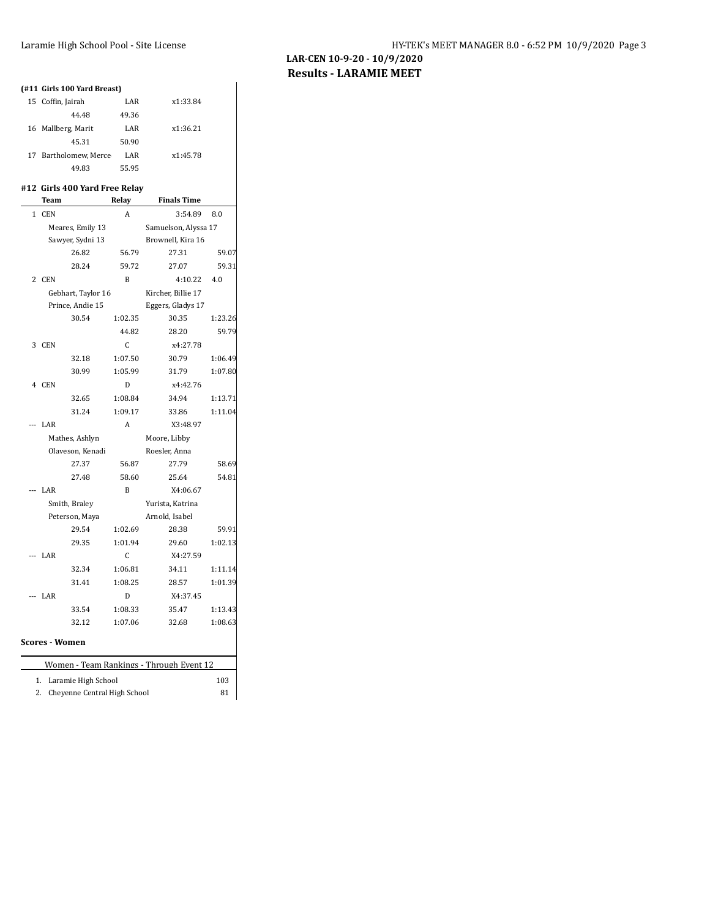## LAR-CEN 10-9-20 - 10/9/2020
## Results - LARAMIE MEET

**(#11 Girls 100 Yard Breast)**

| | | | | |
|---|---|---|---|---|
| 15 | Coffin, Jairah | LAR | x1:33.84 | |
| | 44.48 | 49.36 | | |
| 16 | Mallberg, Marit | LAR | x1:36.21 | |
| | 45.31 | 50.90 | | |
| 17 | Bartholomew, Merce | LAR | x1:45.78 | |
| | 49.83 | 55.95 | | |

### #12 Girls 400 Yard Free Relay

| | Team | Relay | Finals Time | |
|---|---|---|---|---|
| 1 | CEN | A | 3:54.89 | 8.0 |
| | Meares, Emily 13 | | Samuelson, Alyssa 17 | |
| | Sawyer, Sydni 13 | | Brownell, Kira 16 | |
| | 26.82 | 56.79 | 27.31 | 59.07 |
| | 28.24 | 59.72 | 27.07 | 59.31 |
| 2 | CEN | B | 4:10.22 | 4.0 |
| | Gebhart, Taylor 16 | | Kircher, Billie 17 | |
| | Prince, Andie 15 | | Eggers, Gladys 17 | |
| | 30.54 | 1:02.35 | 30.35 | 1:23.26 |
| | | 44.82 | 28.20 | 59.79 |
| 3 | CEN | C | x4:27.78 | |
| | 32.18 | 1:07.50 | 30.79 | 1:06.49 |
| | 30.99 | 1:05.99 | 31.79 | 1:07.80 |
| 4 | CEN | D | x4:42.76 | |
| | 32.65 | 1:08.84 | 34.94 | 1:13.71 |
| | 31.24 | 1:09.17 | 33.86 | 1:11.04 |
| --- | LAR | A | X3:48.97 | |
| | Mathes, Ashlyn | | Moore, Libby | |
| | Olaveson, Kenadi | | Roesler, Anna | |
| | 27.37 | 56.87 | 27.79 | 58.69 |
| | 27.48 | 58.60 | 25.64 | 54.81 |
| --- | LAR | B | X4:06.67 | |
| | Smith, Braley | | Yurista, Katrina | |
| | Peterson, Maya | | Arnold, Isabel | |
| | 29.54 | 1:02.69 | 28.38 | 59.91 |
| | 29.35 | 1:01.94 | 29.60 | 1:02.13 |
| --- | LAR | C | X4:27.59 | |
| | 32.34 | 1:06.81 | 34.11 | 1:11.14 |
| | 31.41 | 1:08.25 | 28.57 | 1:01.39 |
| --- | LAR | D | X4:37.45 | |
| | 33.54 | 1:08.33 | 35.47 | 1:13.43 |
| | 32.12 | 1:07.06 | 32.68 | 1:08.63 |

### Scores - Women

Women - Team Rankings - Through Event 12

| | | |
|---|---|---|
| 1. | Laramie High School | 103 |
| 2. | Cheyenne Central High School | 81 |